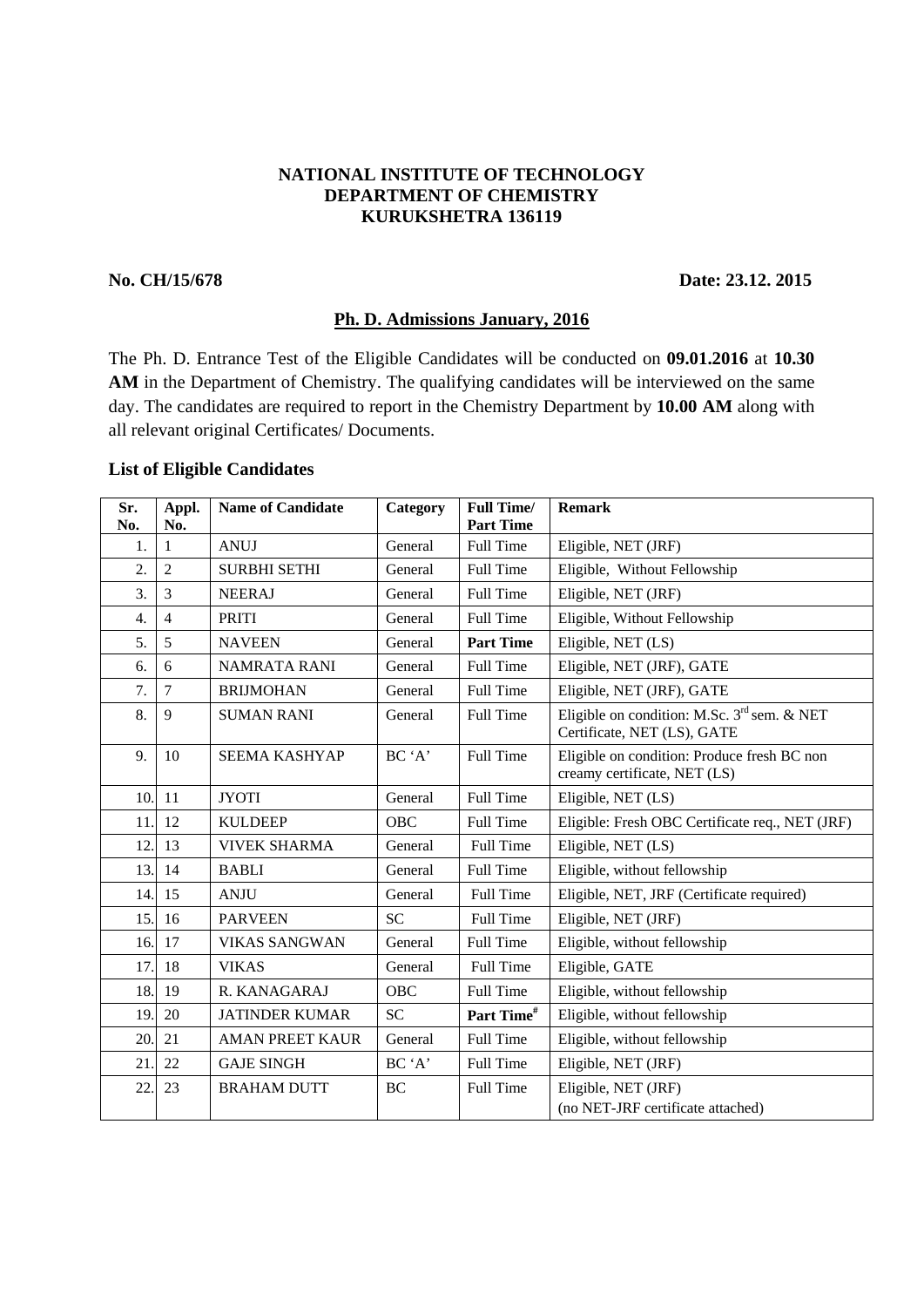**NATIONAL INSTITUTE OF TECHNOLOGY**
**DEPARTMENT OF CHEMISTRY**
**KURUKSHETRA 136119**

**No. CH/15/678** **Date: 23.12. 2015**

**Ph. D. Admissions January, 2016**

The Ph. D. Entrance Test of the Eligible Candidates will be conducted on **09.01.2016** at **10.30 AM** in the Department of Chemistry. The qualifying candidates will be interviewed on the same day. The candidates are required to report in the Chemistry Department by **10.00 AM** along with all relevant original Certificates/ Documents.

**List of Eligible Candidates**

| Sr. No. | Appl. No. | Name of Candidate | Category | Full Time/ Part Time | Remark |
|---|---|---|---|---|---|
| 1. | 1 | ANUJ | General | Full Time | Eligible, NET (JRF) |
| 2. | 2 | SURBHI SETHI | General | Full Time | Eligible, Without Fellowship |
| 3. | 3 | NEERAJ | General | Full Time | Eligible, NET (JRF) |
| 4. | 4 | PRITI | General | Full Time | Eligible, Without Fellowship |
| 5. | 5 | NAVEEN | General | **Part Time** | Eligible, NET (LS) |
| 6. | 6 | NAMRATA RANI | General | Full Time | Eligible, NET (JRF), GATE |
| 7. | 7 | BRIJMOHAN | General | Full Time | Eligible, NET (JRF), GATE |
| 8. | 9 | SUMAN RANI | General | Full Time | Eligible on condition: M.Sc. 3rd sem. & NET Certificate, NET (LS), GATE |
| 9. | 10 | SEEMA KASHYAP | BC 'A' | Full Time | Eligible on condition: Produce fresh BC non creamy certificate, NET (LS) |
| 10. | 11 | JYOTI | General | Full Time | Eligible, NET (LS) |
| 11. | 12 | KULDEEP | OBC | Full Time | Eligible: Fresh OBC Certificate req., NET (JRF) |
| 12. | 13 | VIVEK SHARMA | General | Full Time | Eligible, NET (LS) |
| 13. | 14 | BABLI | General | Full Time | Eligible, without fellowship |
| 14. | 15 | ANJU | General | Full Time | Eligible, NET, JRF (Certificate required) |
| 15. | 16 | PARVEEN | SC | Full Time | Eligible, NET (JRF) |
| 16. | 17 | VIKAS SANGWAN | General | Full Time | Eligible, without fellowship |
| 17. | 18 | VIKAS | General | Full Time | Eligible, GATE |
| 18. | 19 | R. KANAGARAJ | OBC | Full Time | Eligible, without fellowship |
| 19. | 20 | JATINDER KUMAR | SC | **Part Time#** | Eligible, without fellowship |
| 20. | 21 | AMAN PREET KAUR | General | Full Time | Eligible, without fellowship |
| 21. | 22 | GAJE SINGH | BC 'A' | Full Time | Eligible, NET (JRF) |
| 22. | 23 | BRAHAM DUTT | BC | Full Time | Eligible, NET (JRF) (no NET-JRF certificate attached) |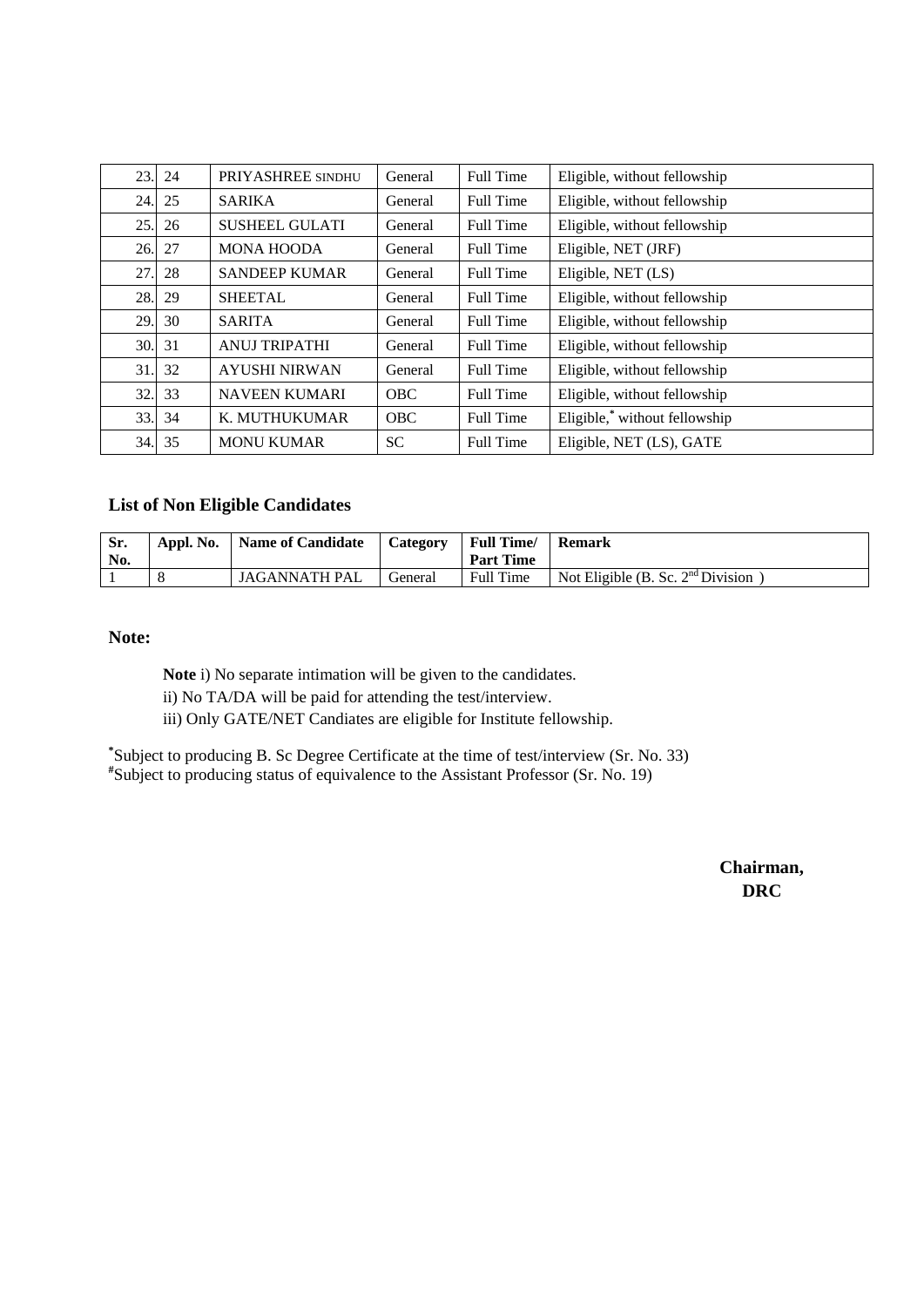| | | | | | |
|---|---|---|---|---|---|
| 23. | 24 | PRIYASHREE SINDHU | General | Full Time | Eligible, without fellowship |
| 24. | 25 | SARIKA | General | Full Time | Eligible, without fellowship |
| 25. | 26 | SUSHEEL GULATI | General | Full Time | Eligible, without fellowship |
| 26. | 27 | MONA HOODA | General | Full Time | Eligible, NET (JRF) |
| 27. | 28 | SANDEEP KUMAR | General | Full Time | Eligible, NET (LS) |
| 28. | 29 | SHEETAL | General | Full Time | Eligible, without fellowship |
| 29. | 30 | SARITA | General | Full Time | Eligible, without fellowship |
| 30. | 31 | ANUJ TRIPATHI | General | Full Time | Eligible, without fellowship |
| 31. | 32 | AYUSHI NIRWAN | General | Full Time | Eligible, without fellowship |
| 32. | 33 | NAVEEN KUMARI | OBC | Full Time | Eligible, without fellowship |
| 33. | 34 | K. MUTHUKUMAR | OBC | Full Time | Eligible,* without fellowship |
| 34. | 35 | MONU KUMAR | SC | Full Time | Eligible, NET (LS), GATE |

### List of Non Eligible Candidates

| Sr. No. | Appl. No. | Name of Candidate | Category | Full Time/ Part Time | Remark |
|---|---|---|---|---|---|
| 1 | 8 | JAGANNATH PAL | General | Full Time | Not Eligible (B. Sc. 2nd Division ) |

**Note:**

**Note** i) No separate intimation will be given to the candidates.

ii) No TA/DA will be paid for attending the test/interview.

iii) Only GATE/NET Candiates are eligible for Institute fellowship.

*Subject to producing B. Sc Degree Certificate at the time of test/interview (Sr. No. 33)

#Subject to producing status of equivalence to the Assistant Professor (Sr. No. 19)

**Chairman,**
**DRC**